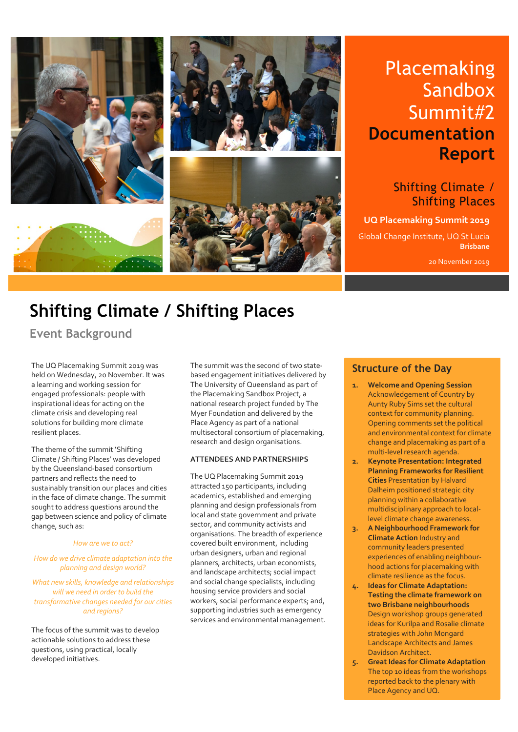# Placemaking Sandbox Summit#2 **Documentation Report**

## Shifting Climate / Shifting Places

**UQ Placemaking Summit 2019**

Global Change Institute, UQ St Lucia
**Brisbane**

20 November 2019

# Shifting Climate / Shifting Places

## Event Background

The UQ Placemaking Summit 2019 was held on Wednesday, 20 November. It was a learning and working session for engaged professionals: people with inspirational ideas for acting on the climate crisis and developing real solutions for building more climate resilient places.

The theme of the summit 'Shifting Climate / Shifting Places' was developed by the Queensland-based consortium partners and reflects the need to sustainably transition our places and cities in the face of climate change. The summit sought to address questions around the gap between science and policy of climate change, such as:

*How are we to act?*

*How do we drive climate adaptation into the planning and design world?*

*What new skills, knowledge and relationships will we need in order to build the transformative changes needed for our cities and regions?*

The focus of the summit was to develop actionable solutions to address these questions, using practical, locally developed initiatives.

The summit was the second of two state-based engagement initiatives delivered by The University of Queensland as part of the Placemaking Sandbox Project, a national research project funded by The Myer Foundation and delivered by the Place Agency as part of a national multisectoral consortium of placemaking, research and design organisations.

### ATTENDEES AND PARTNERSHIPS

The UQ Placemaking Summit 2019 attracted 150 participants, including academics, established and emerging planning and design professionals from local and state government and private sector, and community activists and organisations. The breadth of experience covered built environment, including urban designers, urban and regional planners, architects, urban economists, and landscape architects; social impact and social change specialists, including housing service providers and social workers, social performance experts; and, supporting industries such as emergency services and environmental management.

## Structure of the Day

1. **Welcome and Opening Session** Acknowledgement of Country by Aunty Ruby Sims set the cultural context for community planning. Opening comments set the political and environmental context for climate change and placemaking as part of a multi-level research agenda.
2. **Keynote Presentation: Integrated Planning Frameworks for Resilient Cities** Presentation by Halvard Dalheim positioned strategic city planning within a collaborative multidisciplinary approach to local-level climate change awareness.
3. **A Neighbourhood Framework for Climate Action** Industry and community leaders presented experiences of enabling neighbour-hood actions for placemaking with climate resilience as the focus.
4. **Ideas for Climate Adaptation: Testing the climate framework on two Brisbane neighbourhoods** Design workshop groups generated ideas for Kurilpa and Rosalie climate strategies with John Mongard Landscape Architects and James Davidson Architect.
5. **Great Ideas for Climate Adaptation** The top 10 ideas from the workshops reported back to the plenary with Place Agency and UQ.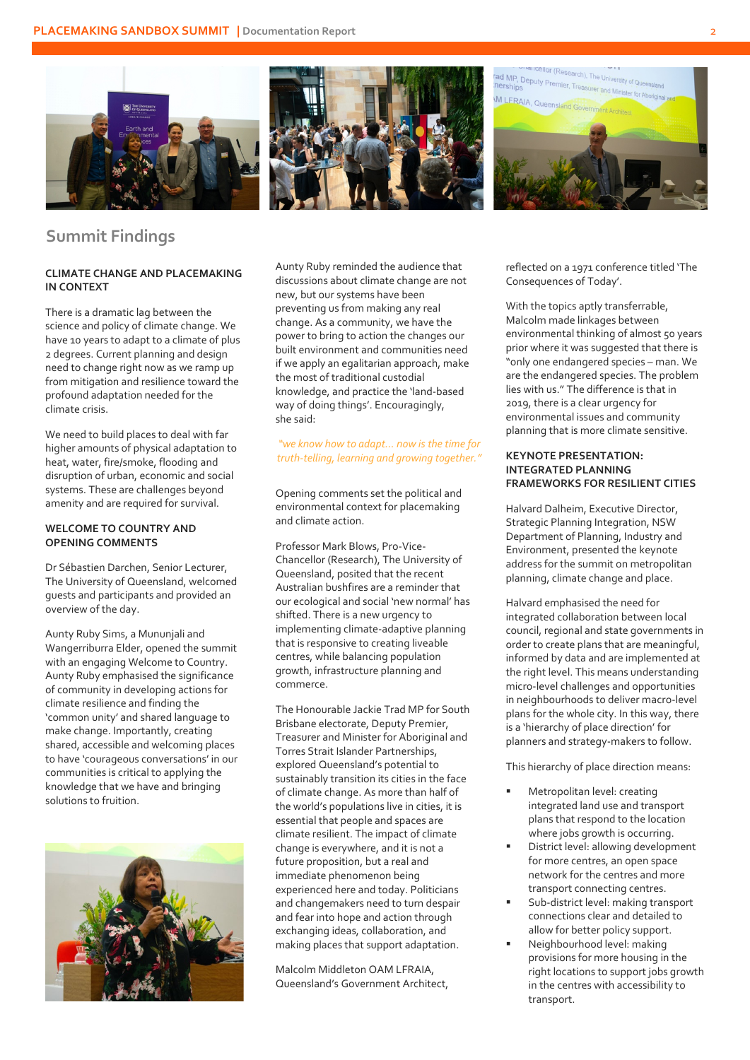## Summit Findings

### CLIMATE CHANGE AND PLACEMAKING IN CONTEXT

There is a dramatic lag between the science and policy of climate change. We have 10 years to adapt to a climate of plus 2 degrees. Current planning and design need to change right now as we ramp up from mitigation and resilience toward the profound adaptation needed for the climate crisis.

We need to build places to deal with far higher amounts of physical adaptation to heat, water, fire/smoke, flooding and disruption of urban, economic and social systems. These are challenges beyond amenity and are required for survival.

### WELCOME TO COUNTRY AND OPENING COMMENTS

Dr Sébastien Darchen, Senior Lecturer, The University of Queensland, welcomed guests and participants and provided an overview of the day.

Aunty Ruby Sims, a Mununjali and Wangerriburra Elder, opened the summit with an engaging Welcome to Country. Aunty Ruby emphasised the significance of community in developing actions for climate resilience and finding the 'common unity' and shared language to make change. Importantly, creating shared, accessible and welcoming places to have 'courageous conversations' in our communities is critical to applying the knowledge that we have and bringing solutions to fruition.

Aunty Ruby reminded the audience that discussions about climate change are not new, but our systems have been preventing us from making any real change. As a community, we have the power to bring to action the changes our built environment and communities need if we apply an egalitarian approach, make the most of traditional custodial knowledge, and practice the 'land-based way of doing things'. Encouragingly, she said:

*"we know how to adapt... now is the time for truth-telling, learning and growing together."*

Opening comments set the political and environmental context for placemaking and climate action.

Professor Mark Blows, Pro-Vice-Chancellor (Research), The University of Queensland, posited that the recent Australian bushfires are a reminder that our ecological and social 'new normal' has shifted. There is a new urgency to implementing climate-adaptive planning that is responsive to creating liveable centres, while balancing population growth, infrastructure planning and commerce.

The Honourable Jackie Trad MP for South Brisbane electorate, Deputy Premier, Treasurer and Minister for Aboriginal and Torres Strait Islander Partnerships, explored Queensland's potential to sustainably transition its cities in the face of climate change. As more than half of the world's populations live in cities, it is essential that people and spaces are climate resilient. The impact of climate change is everywhere, and it is not a future proposition, but a real and immediate phenomenon being experienced here and today. Politicians and changemakers need to turn despair and fear into hope and action through exchanging ideas, collaboration, and making places that support adaptation.

Malcolm Middleton OAM LFRAIA, Queensland's Government Architect, reflected on a 1971 conference titled 'The Consequences of Today'.

With the topics aptly transferrable, Malcolm made linkages between environmental thinking of almost 50 years prior where it was suggested that there is "only one endangered species – man. We are the endangered species. The problem lies with us." The difference is that in 2019, there is a clear urgency for environmental issues and community planning that is more climate sensitive.

### KEYNOTE PRESENTATION: INTEGRATED PLANNING FRAMEWORKS FOR RESILIENT CITIES

Halvard Dalheim, Executive Director, Strategic Planning Integration, NSW Department of Planning, Industry and Environment, presented the keynote address for the summit on metropolitan planning, climate change and place.

Halvard emphasised the need for integrated collaboration between local council, regional and state governments in order to create plans that are meaningful, informed by data and are implemented at the right level. This means understanding micro-level challenges and opportunities in neighbourhoods to deliver macro-level plans for the whole city. In this way, there is a 'hierarchy of place direction' for planners and strategy-makers to follow.

This hierarchy of place direction means:

- Metropolitan level: creating integrated land use and transport plans that respond to the location where jobs growth is occurring.
- District level: allowing development for more centres, an open space network for the centres and more transport connecting centres.
- Sub-district level: making transport connections clear and detailed to allow for better policy support.
- Neighbourhood level: making provisions for more housing in the right locations to support jobs growth in the centres with accessibility to transport.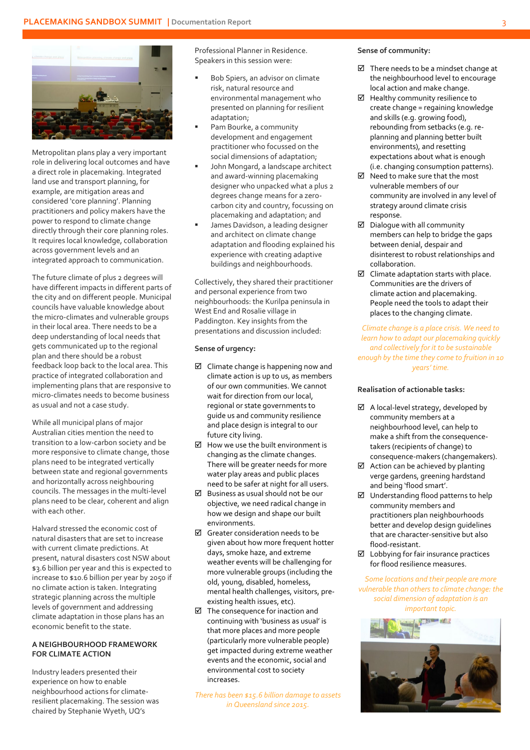Metropolitan plans play a very important role in delivering local outcomes and have a direct role in placemaking. Integrated land use and transport planning, for example, are mitigation areas and considered 'core planning'. Planning practitioners and policy makers have the power to respond to climate change directly through their core planning roles. It requires local knowledge, collaboration across government levels and an integrated approach to communication.

The future climate of plus 2 degrees will have different impacts in different parts of the city and on different people. Municipal councils have valuable knowledge about the micro-climates and vulnerable groups in their local area. There needs to be a deep understanding of local needs that gets communicated up to the regional plan and there should be a robust feedback loop back to the local area. This practice of integrated collaboration and implementing plans that are responsive to micro-climates needs to become business as usual and not a case study.

While all municipal plans of major Australian cities mention the need to transition to a low-carbon society and be more responsive to climate change, those plans need to be integrated vertically between state and regional governments and horizontally across neighbouring councils. The messages in the multi-level plans need to be clear, coherent and align with each other.

Halvard stressed the economic cost of natural disasters that are set to increase with current climate predictions. At present, natural disasters cost NSW about $3.6 billion per year and this is expected to increase to $10.6 billion per year by 2050 if no climate action is taken. Integrating strategic planning across the multiple levels of government and addressing climate adaptation in those plans has an economic benefit to the state.

## A NEIGHBOURHOOD FRAMEWORK FOR CLIMATE ACTION

Industry leaders presented their experience on how to enable neighbourhood actions for climate-resilient placemaking. The session was chaired by Stephanie Wyeth, UQ's Professional Planner in Residence. Speakers in this session were:

- Bob Spiers, an advisor on climate risk, natural resource and environmental management who presented on planning for resilient adaptation;
- Pam Bourke, a community development and engagement practitioner who focussed on the social dimensions of adaptation;
- John Mongard, a landscape architect and award-winning placemaking designer who unpacked what a plus 2 degrees change means for a zero-carbon city and country, focussing on placemaking and adaptation; and
- James Davidson, a leading designer and architect on climate change adaptation and flooding explained his experience with creating adaptive buildings and neighbourhoods.

Collectively, they shared their practitioner and personal experience from two neighbourhoods: the Kurilpa peninsula in West End and Rosalie village in Paddington. Key insights from the presentations and discussion included:

**Sense of urgency:**

- ☑ Climate change is happening now and climate action is up to us, as members of our own communities. We cannot wait for direction from our local, regional or state governments to guide us and community resilience and place design is integral to our future city living.
- ☑ How we use the built environment is changing as the climate changes. There will be greater needs for more water play areas and public places need to be safer at night for all users.
- ☑ Business as usual should not be our objective, we need radical change in how we design and shape our built environments.
- ☑ Greater consideration needs to be given about how more frequent hotter days, smoke haze, and extreme weather events will be challenging for more vulnerable groups (including the old, young, disabled, homeless, mental health challenges, visitors, pre-existing health issues, etc).
- ☑ The consequence for inaction and continuing with 'business as usual' is that more places and more people (particularly more vulnerable people) get impacted during extreme weather events and the economic, social and environmental cost to society increases.

*There has been $15.6 billion damage to assets in Queensland since 2015.*

**Sense of community:**

- ☑ There needs to be a mindset change at the neighbourhood level to encourage local action and make change.
- ☑ Healthy community resilience to create change = regaining knowledge and skills (e.g. growing food), rebounding from setbacks (e.g. re-planning and planning better built environments), and resetting expectations about what is enough (i.e. changing consumption patterns).
- ☑ Need to make sure that the most vulnerable members of our community are involved in any level of strategy around climate crisis response.
- ☑ Dialogue with all community members can help to bridge the gaps between denial, despair and disinterest to robust relationships and collaboration.
- ☑ Climate adaptation starts with place. Communities are the drivers of climate action and placemaking. People need the tools to adapt their places to the changing climate.

*Climate change is a place crisis. We need to learn how to adapt our placemaking quickly and collectively for it to be sustainable enough by the time they come to fruition in 10 years' time.*

**Realisation of actionable tasks:**

- ☑ A local-level strategy, developed by community members at a neighbourhood level, can help to make a shift from the consequence-takers (recipients of change) to consequence-makers (changemakers).
- ☑ Action can be achieved by planting verge gardens, greening hardstand and being 'flood smart'.
- ☑ Understanding flood patterns to help community members and practitioners plan neighbourhoods better and develop design guidelines that are character-sensitive but also flood-resistant.
- ☑ Lobbying for fair insurance practices for flood resilience measures.

*Some locations and their people are more vulnerable than others to climate change: the social dimension of adaptation is an important topic.*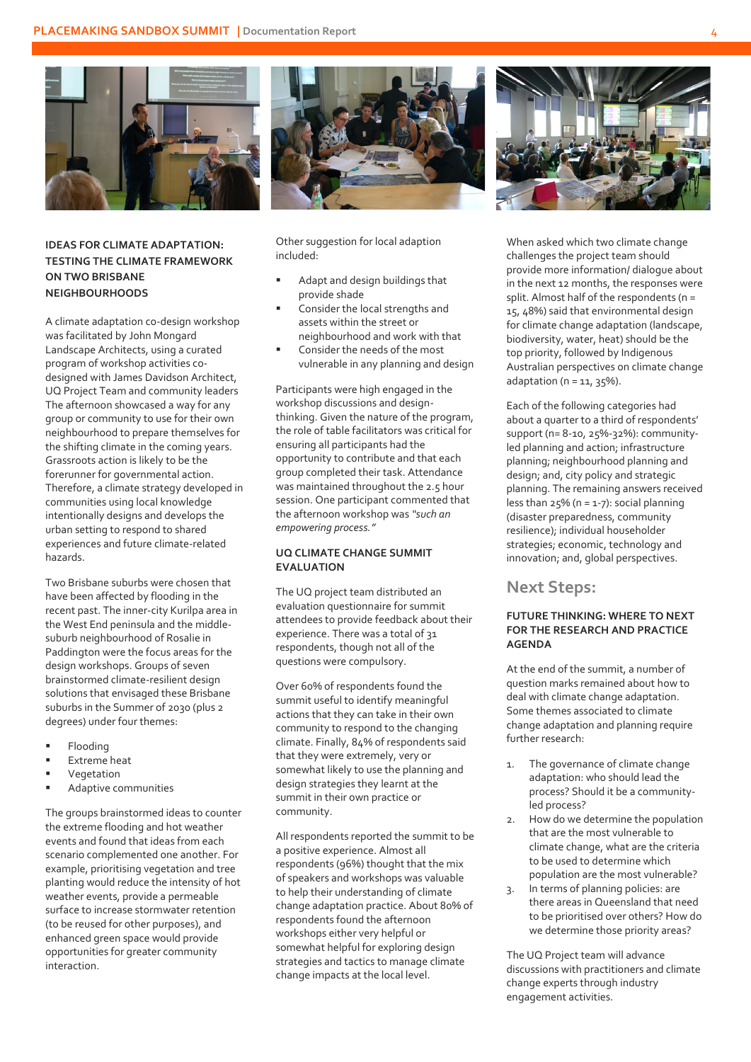### IDEAS FOR CLIMATE ADAPTATION: TESTING THE CLIMATE FRAMEWORK ON TWO BRISBANE NEIGHBOURHOODS

A climate adaptation co-design workshop was facilitated by John Mongard Landscape Architects, using a curated program of workshop activities co-designed with James Davidson Architect, UQ Project Team and community leaders The afternoon showcased a way for any group or community to use for their own neighbourhood to prepare themselves for the shifting climate in the coming years. Grassroots action is likely to be the forerunner for governmental action. Therefore, a climate strategy developed in communities using local knowledge intentionally designs and develops the urban setting to respond to shared experiences and future climate-related hazards.

Two Brisbane suburbs were chosen that have been affected by flooding in the recent past. The inner-city Kurilpa area in the West End peninsula and the middle-suburb neighbourhood of Rosalie in Paddington were the focus areas for the design workshops. Groups of seven brainstormed climate-resilient design solutions that envisaged these Brisbane suburbs in the Summer of 2030 (plus 2 degrees) under four themes:

- Flooding
- Extreme heat
- Vegetation
- Adaptive communities

The groups brainstormed ideas to counter the extreme flooding and hot weather events and found that ideas from each scenario complemented one another. For example, prioritising vegetation and tree planting would reduce the intensity of hot weather events, provide a permeable surface to increase stormwater retention (to be reused for other purposes), and enhanced green space would provide opportunities for greater community interaction.

Other suggestion for local adaption included:

- Adapt and design buildings that provide shade
- Consider the local strengths and assets within the street or neighbourhood and work with that
- Consider the needs of the most vulnerable in any planning and design

Participants were high engaged in the workshop discussions and design-thinking. Given the nature of the program, the role of table facilitators was critical for ensuring all participants had the opportunity to contribute and that each group completed their task. Attendance was maintained throughout the 2.5 hour session. One participant commented that the afternoon workshop was *"such an empowering process."*

### UQ CLIMATE CHANGE SUMMIT EVALUATION

The UQ project team distributed an evaluation questionnaire for summit attendees to provide feedback about their experience. There was a total of 31 respondents, though not all of the questions were compulsory.

Over 60% of respondents found the summit useful to identify meaningful actions that they can take in their own community to respond to the changing climate. Finally, 84% of respondents said that they were extremely, very or somewhat likely to use the planning and design strategies they learnt at the summit in their own practice or community.

All respondents reported the summit to be a positive experience. Almost all respondents (96%) thought that the mix of speakers and workshops was valuable to help their understanding of climate change adaptation practice. About 80% of respondents found the afternoon workshops either very helpful or somewhat helpful for exploring design strategies and tactics to manage climate change impacts at the local level.

When asked which two climate change challenges the project team should provide more information/ dialogue about in the next 12 months, the responses were split. Almost half of the respondents (n = 15, 48%) said that environmental design for climate change adaptation (landscape, biodiversity, water, heat) should be the top priority, followed by Indigenous Australian perspectives on climate change adaptation (n = 11, 35%).

Each of the following categories had about a quarter to a third of respondents' support (n= 8-10, 25%-32%): community-led planning and action; infrastructure planning; neighbourhood planning and design; and, city policy and strategic planning. The remaining answers received less than 25% (n = 1-7): social planning (disaster preparedness, community resilience); individual householder strategies; economic, technology and innovation; and, global perspectives.

## Next Steps:

### FUTURE THINKING: WHERE TO NEXT FOR THE RESEARCH AND PRACTICE AGENDA

At the end of the summit, a number of question marks remained about how to deal with climate change adaptation. Some themes associated to climate change adaptation and planning require further research:

1. The governance of climate change adaptation: who should lead the process? Should it be a community-led process?
2. How do we determine the population that are the most vulnerable to climate change, what are the criteria to be used to determine which population are the most vulnerable?
3. In terms of planning policies: are there areas in Queensland that need to be prioritised over others? How do we determine those priority areas?

The UQ Project team will advance discussions with practitioners and climate change experts through industry engagement activities.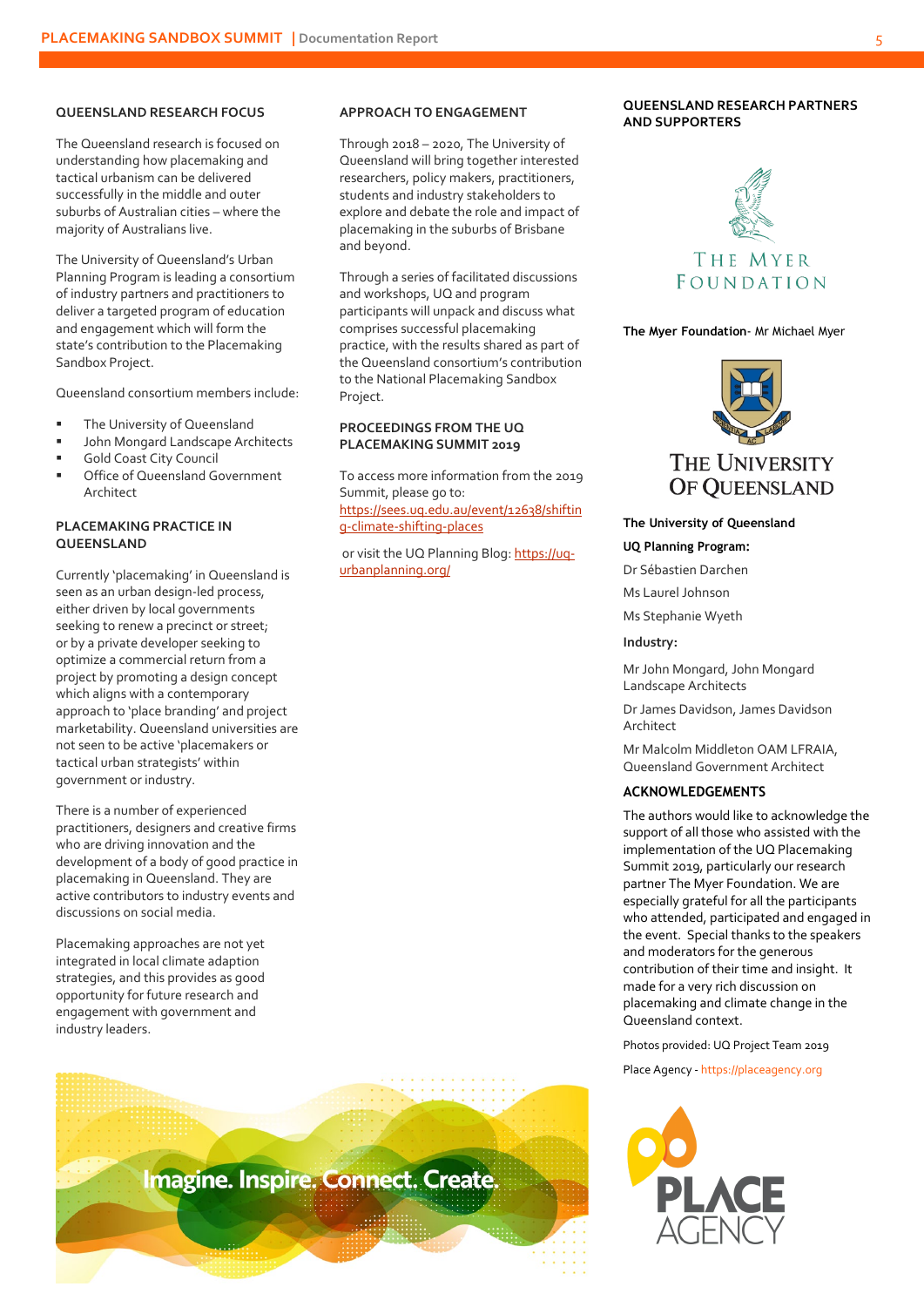## QUEENSLAND RESEARCH FOCUS

The Queensland research is focused on understanding how placemaking and tactical urbanism can be delivered successfully in the middle and outer suburbs of Australian cities – where the majority of Australians live.

The University of Queensland's Urban Planning Program is leading a consortium of industry partners and practitioners to deliver a targeted program of education and engagement which will form the state's contribution to the Placemaking Sandbox Project.

Queensland consortium members include:

- The University of Queensland
- John Mongard Landscape Architects
- Gold Coast City Council
- Office of Queensland Government Architect

## PLACEMAKING PRACTICE IN QUEENSLAND

Currently 'placemaking' in Queensland is seen as an urban design-led process, either driven by local governments seeking to renew a precinct or street; or by a private developer seeking to optimize a commercial return from a project by promoting a design concept which aligns with a contemporary approach to 'place branding' and project marketability. Queensland universities are not seen to be active 'placemakers or tactical urban strategists' within government or industry.

There is a number of experienced practitioners, designers and creative firms who are driving innovation and the development of a body of good practice in placemaking in Queensland. They are active contributors to industry events and discussions on social media.

Placemaking approaches are not yet integrated in local climate adaption strategies, and this provides as good opportunity for future research and engagement with government and industry leaders.

## APPROACH TO ENGAGEMENT

Through 2018 – 2020, The University of Queensland will bring together interested researchers, policy makers, practitioners, students and industry stakeholders to explore and debate the role and impact of placemaking in the suburbs of Brisbane and beyond.

Through a series of facilitated discussions and workshops, UQ and program participants will unpack and discuss what comprises successful placemaking practice, with the results shared as part of the Queensland consortium's contribution to the National Placemaking Sandbox Project.

## PROCEEDINGS FROM THE UQ PLACEMAKING SUMMIT 2019

To access more information from the 2019 Summit, please go to: https://sees.uq.edu.au/event/12638/shifting-climate-shifting-places

or visit the UQ Planning Blog: https://uq-urbanplanning.org/

Imagine. Inspire. Connect. Create.

## QUEENSLAND RESEARCH PARTNERS AND SUPPORTERS

THE MYER FOUNDATION

**The Myer Foundation**- Mr Michael Myer

THE UNIVERSITY OF QUEENSLAND

**The University of Queensland**

**UQ Planning Program:**

Dr Sébastien Darchen

Ms Laurel Johnson

Ms Stephanie Wyeth

**Industry:**

Mr John Mongard, John Mongard Landscape Architects

Dr James Davidson, James Davidson Architect

Mr Malcolm Middleton OAM LFRAIA, Queensland Government Architect

## ACKNOWLEDGEMENTS

The authors would like to acknowledge the support of all those who assisted with the implementation of the UQ Placemaking Summit 2019, particularly our research partner The Myer Foundation. We are especially grateful for all the participants who attended, participated and engaged in the event. Special thanks to the speakers and moderators for the generous contribution of their time and insight. It made for a very rich discussion on placemaking and climate change in the Queensland context.

Photos provided: UQ Project Team 2019

Place Agency - https://placeagency.org

PLACE AGENCY